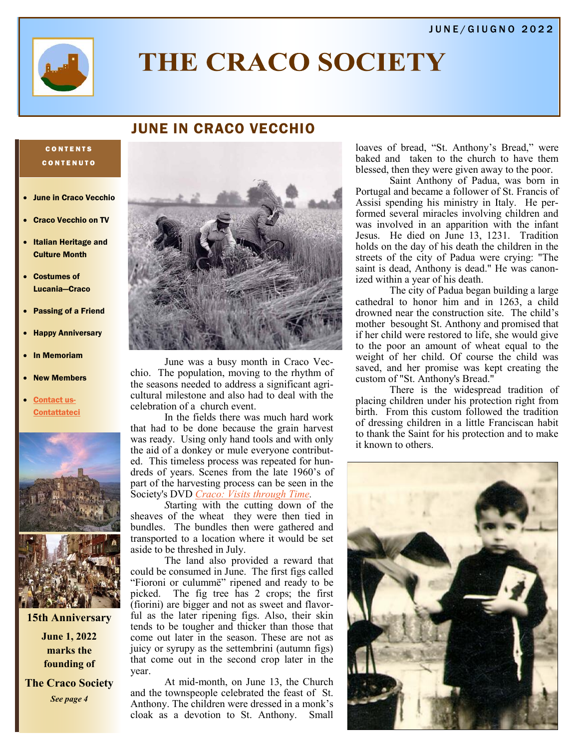JUNE/GIUGNO 2022

# THE CRACO SOCIETY

## JUNE IN CRACO VECCHIO

**CONTENTS**
**CONTENUTO**

- June in Craco Vecchio
- Craco Vecchio on TV
- Italian Heritage and Culture Month
- Costumes of Lucania—Craco
- Passing of a Friend
- Happy Anniversary
- In Memoriam
- New Members
- Contact us-Contattateci

**15th Anniversary**

**June 1, 2022 marks the founding of**

**The Craco Society**

***See page 4***

June was a busy month in Craco Vecchio. The population, moving to the rhythm of the seasons needed to address a significant agricultural milestone and also had to deal with the celebration of a church event.

In the fields there was much hard work that had to be done because the grain harvest was ready. Using only hand tools and with only the aid of a donkey or mule everyone contributed. This timeless process was repeated for hundreds of years. Scenes from the late 1960's of part of the harvesting process can be seen in the Society's DVD *Craco: Visits through Time.*

*S*tarting with the cutting down of the sheaves of the wheat they were then tied in bundles. The bundles then were gathered and transported to a location where it would be set aside to be threshed in July.

The land also provided a reward that could be consumed in June. The first figs called "Fioroni or culummë" ripened and ready to be picked. The fig tree has 2 crops; the first (fiorini) are bigger and not as sweet and flavorful as the later ripening figs. Also, their skin tends to be tougher and thicker than those that come out later in the season. These are not as juicy or syrupy as the settembrini (autumn figs) that come out in the second crop later in the year.

At mid-month, on June 13, the Church and the townspeople celebrated the feast of St. Anthony. The children were dressed in a monk's cloak as a devotion to St. Anthony. Small loaves of bread, "St. Anthony's Bread," were baked and taken to the church to have them blessed, then they were given away to the poor.

Saint Anthony of Padua, was born in Portugal and became a follower of St. Francis of Assisi spending his ministry in Italy. He performed several miracles involving children and was involved in an apparition with the infant Jesus. He died on June 13, 1231. Tradition holds on the day of his death the children in the streets of the city of Padua were crying: "The saint is dead, Anthony is dead." He was canonized within a year of his death.

The city of Padua began building a large cathedral to honor him and in 1263, a child drowned near the construction site. The child's mother besought St. Anthony and promised that if her child were restored to life, she would give to the poor an amount of wheat equal to the weight of her child. Of course the child was saved, and her promise was kept creating the custom of "St. Anthony's Bread."

There is the widespread tradition of placing children under his protection right from birth. From this custom followed the tradition of dressing children in a little Franciscan habit to thank the Saint for his protection and to make it known to others.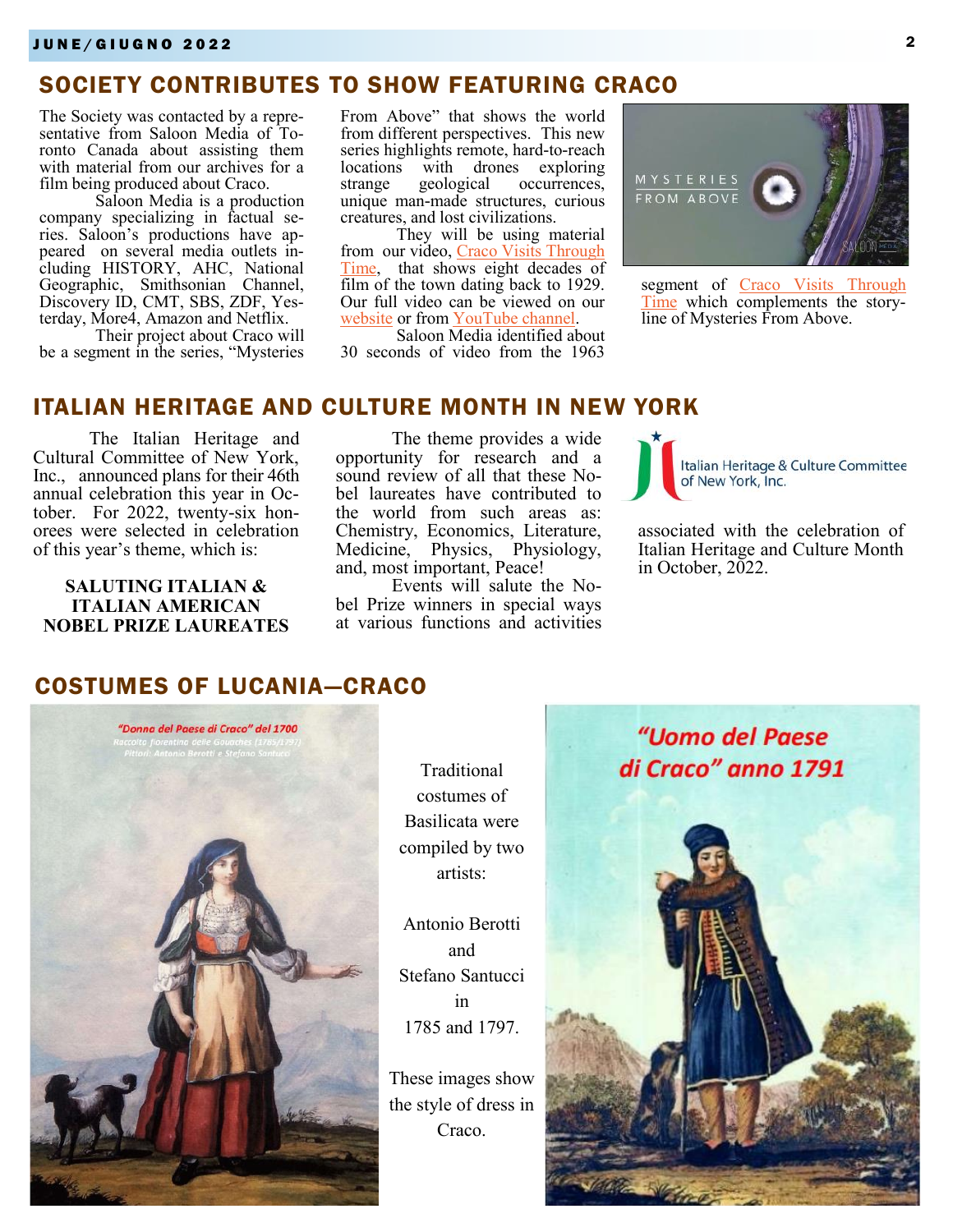## SOCIETY CONTRIBUTES TO SHOW FEATURING CRACO

The Society was contacted by a representative from Saloon Media of Toronto Canada about assisting them with material from our archives for a film being produced about Craco.

Saloon Media is a production company specializing in factual series. Saloon's productions have appeared on several media outlets including HISTORY, AHC, National Geographic, Smithsonian Channel, Discovery ID, CMT, SBS, ZDF, Yesterday, More4, Amazon and Netflix.

Their project about Craco will be a segment in the series, "Mysteries From Above" that shows the world from different perspectives. This new series highlights remote, hard-to-reach locations with drones exploring strange geological occurrences, unique man-made structures, curious creatures, and lost civilizations.

They will be using material from our video, Craco Visits Through Time, that shows eight decades of film of the town dating back to 1929. Our full video can be viewed on our website or from YouTube channel.

Saloon Media identified about 30 seconds of video from the 1963 segment of Craco Visits Through Time which complements the storyline of Mysteries From Above.

## ITALIAN HERITAGE AND CULTURE MONTH IN NEW YORK

The Italian Heritage and Cultural Committee of New York, Inc., announced plans for their 46th annual celebration this year in October. For 2022, twenty-six honorees were selected in celebration of this year's theme, which is:

**SALUTING ITALIAN & ITALIAN AMERICAN NOBEL PRIZE LAUREATES**

The theme provides a wide opportunity for research and a sound review of all that these Nobel laureates have contributed to the world from such areas as: Chemistry, Economics, Literature, Medicine, Physics, Physiology, and, most important, Peace!

Events will salute the Nobel Prize winners in special ways at various functions and activities associated with the celebration of Italian Heritage and Culture Month in October, 2022.

## COSTUMES OF LUCANIA—CRACO

"Donna del Paese di Craco" del 1700

"Uomo del Paese di Craco" anno 1791

Traditional costumes of Basilicata were compiled by two artists:

Antonio Berotti and Stefano Santucci in 1785 and 1797.

These images show the style of dress in Craco.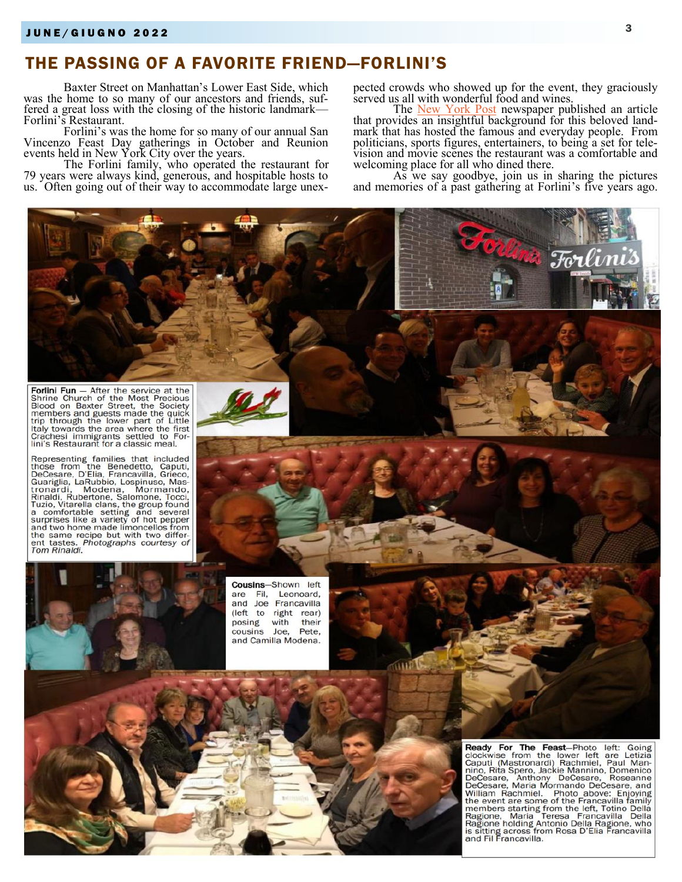# THE PASSING OF A FAVORITE FRIEND—FORLINI'S

Baxter Street on Manhattan's Lower East Side, which was the home to so many of our ancestors and friends, suffered a great loss with the closing of the historic landmark—Forlini's Restaurant.

Forlini's was the home for so many of our annual San Vincenzo Feast Day gatherings in October and Reunion events held in New York City over the years.

The Forlini family, who operated the restaurant for 79 years were always kind, generous, and hospitable hosts to us. Often going out of their way to accommodate large unexpected crowds who showed up for the event, they graciously served us all with wonderful food and wines.

The New York Post newspaper published an article that provides an insightful background for this beloved landmark that has hosted the famous and everyday people. From politicians, sports figures, entertainers, to being a set for television and movie scenes the restaurant was a comfortable and welcoming place for all who dined there.

As we say goodbye, join us in sharing the pictures and memories of a past gathering at Forlini's five years ago.

**Forlini Fun** — After the service at the Shrine Church of the Most Precious Blood on Baxter Street, the Society members and guests made the quick trip through the lower part of Little Italy towards the area where the first Crachesi immigrants settled to Forlini's Restaurant for a classic meal.

Representing families that included those from the Benedetto, Caputi, DeCesare, D'Elia, Francavilla, Grieco, Guariglia, LaRubbio, Lospinuso, Mastronardi, Modena, Mormando, Rinaldi, Rubertone, Salomone, Tocci, Tuzio, Vitarella clans, the group found a comfortable setting and several surprises like a variety of hot pepper and two home made limoncellos from the same recipe but with two different tastes. *Photographs courtesy of Tom Rinaldi.*

**Cousins**—Shown left are Fil, Leonoard, and Joe Francavilla (left to right rear) posing with their cousins Joe, Pete, and Camilla Modena.

**Ready For The Feast**—Photo left: Going clockwise from the lower left are Letizia Caputi (Mastronardi) Rachmiel, Paul Mannino, Rita Spero, Jackie Mannino, Domenico DeCesare, Anthony DeCesare, Roseanne DeCesare, Maria Mormando DeCesare, and William Rachmiel. Photo above: Enjoying the event are some of the Francavilla family members starting from the left, Totino Della Ragione, Maria Teresa Francavilla Della Ragione holding Antonio Della Ragione, who is sitting across from Rosa D'Elia Francavilla and Fil Francavilla.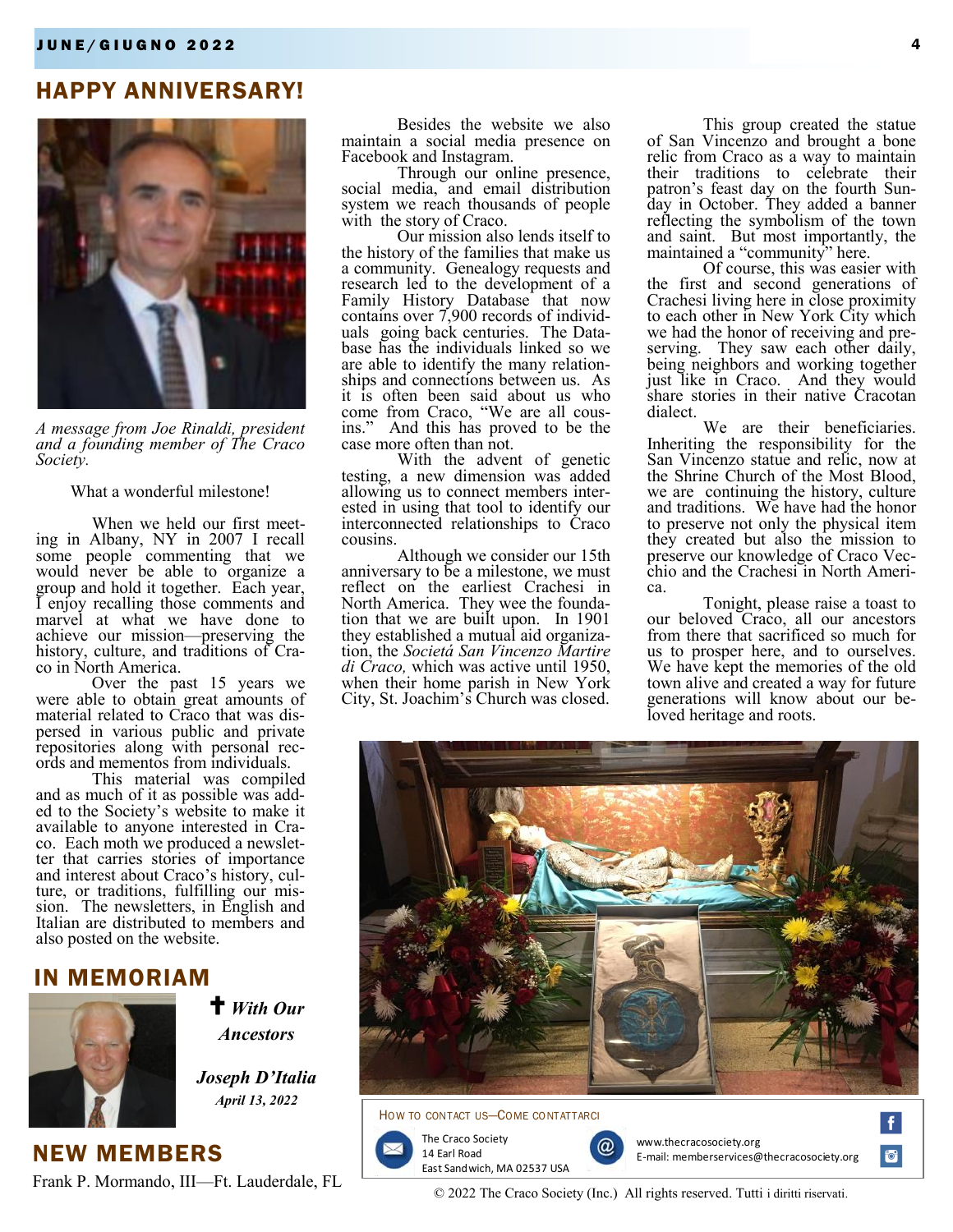## HAPPY ANNIVERSARY!

*A message from Joe Rinaldi, president and a founding member of The Craco Society.*

What a wonderful milestone!

When we held our first meeting in Albany, NY in 2007 I recall some people commenting that we would never be able to organize a group and hold it together. Each year, I enjoy recalling those comments and marvel at what we have done to achieve our mission—preserving the history, culture, and traditions of Craco in North America.

Over the past 15 years we were able to obtain great amounts of material related to Craco that was dispersed in various public and private repositories along with personal records and mementos from individuals.

This material was compiled and as much of it as possible was added to the Society's website to make it available to anyone interested in Craco. Each moth we produced a newsletter that carries stories of importance and interest about Craco's history, culture, or traditions, fulfilling our mission. The newsletters, in English and Italian are distributed to members and also posted on the website.

Besides the website we also maintain a social media presence on Facebook and Instagram.

Through our online presence, social media, and email distribution system we reach thousands of people with the story of Craco.

Our mission also lends itself to the history of the families that make us a community. Genealogy requests and research led to the development of a Family History Database that now contains over 7,900 records of individuals going back centuries. The Database has the individuals linked so we are able to identify the many relationships and connections between us. As it is often been said about us who come from Craco, "We are all cousins." And this has proved to be the case more often than not.

With the advent of genetic testing, a new dimension was added allowing us to connect members interested in using that tool to identify our interconnected relationships to Craco cousins.

Although we consider our 15th anniversary to be a milestone, we must reflect on the earliest Crachesi in North America. They wee the foundation that we are built upon. In 1901 they established a mutual aid organization, the *Societá San Vincenzo Martire di Craco,* which was active until 1950, when their home parish in New York City, St. Joachim's Church was closed.

This group created the statue of San Vincenzo and brought a bone relic from Craco as a way to maintain their traditions to celebrate their patron's feast day on the fourth Sunday in October. They added a banner reflecting the symbolism of the town and saint. But most importantly, the maintained a "community" here.

Of course, this was easier with the first and second generations of Crachesi living here in close proximity to each other in New York City which we had the honor of receiving and preserving. They saw each other daily, being neighbors and working together just like in Craco. And they would share stories in their native Cracotan dialect.

We are their beneficiaries. Inheriting the responsibility for the San Vincenzo statue and relic, now at the Shrine Church of the Most Blood, we are continuing the history, culture and traditions. We have had the honor to preserve not only the physical item they created but also the mission to preserve our knowledge of Craco Vecchio and the Crachesi in North America.

Tonight, please raise a toast to our beloved Craco, all our ancestors from there that sacrificed so much for us to prosper here, and to ourselves. We have kept the memories of the old town alive and created a way for future generations will know about our beloved heritage and roots.

## IN MEMORIAM

✝ ***With Our Ancestors***

***Joseph D'Italia***

***April 13, 2022***

## NEW MEMBERS

Frank P. Mormando, III—Ft. Lauderdale, FL

HOW TO CONTACT US—COME CONTATTARCI

The Craco Society
14 Earl Road
East Sandwich, MA 02537 USA

www.thecracosociety.org
E-mail: memberservices@thecracosociety.org

© 2022 The Craco Society (Inc.) All rights reserved. Tutti i diritti riservati.